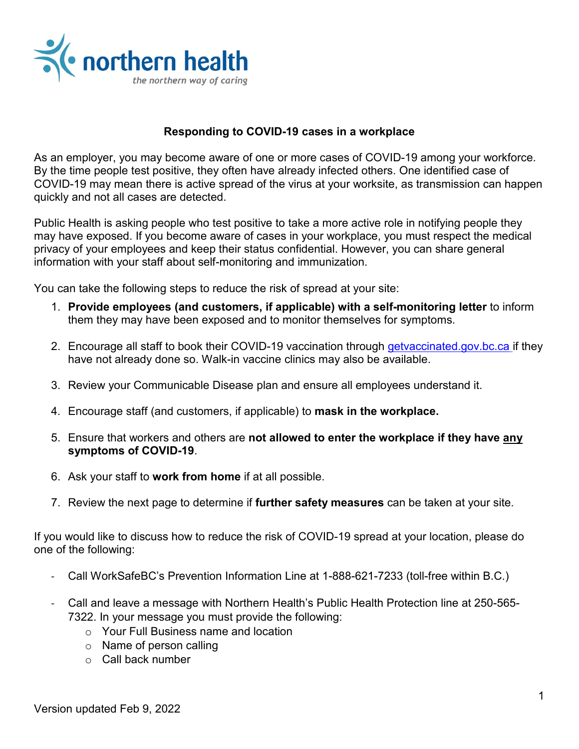northern health

*the northern way of caring*

# Responding to COVID-19 cases in a workplace

As an employer, you may become aware of one or more cases of COVID-19 among your workforce. By the time people test positive, they often have already infected others. One identified case of COVID-19 may mean there is active spread of the virus at your worksite, as transmission can happen quickly and not all cases are detected.

Public Health is asking people who test positive to take a more active role in notifying people they may have exposed. If you become aware of cases in your workplace, you must respect the medical privacy of your employees and keep their status confidential. However, you can share general information with your staff about self-monitoring and immunization.

You can take the following steps to reduce the risk of spread at your site:

1. **Provide employees (and customers, if applicable) with a self-monitoring letter** to inform them they may have been exposed and to monitor themselves for symptoms.
2. Encourage all staff to book their COVID-19 vaccination through [getvaccinated.gov.bc.ca](getvaccinated.gov.bc.ca) if they have not already done so. Walk-in vaccine clinics may also be available.
3. Review your Communicable Disease plan and ensure all employees understand it.
4. Encourage staff (and customers, if applicable) to **mask in the workplace.**
5. Ensure that workers and others are **not allowed to enter the workplace if they have <u>any</u> symptoms of COVID-19**.
6. Ask your staff to **work from home** if at all possible.
7. Review the next page to determine if **further safety measures** can be taken at your site.

If you would like to discuss how to reduce the risk of COVID-19 spread at your location, please do one of the following:

- Call WorkSafeBC's Prevention Information Line at 1-888-621-7233 (toll-free within B.C.)
- Call and leave a message with Northern Health's Public Health Protection line at 250-565-7322. In your message you must provide the following:
  - Your Full Business name and location
  - Name of person calling
  - Call back number

Version updated Feb 9, 2022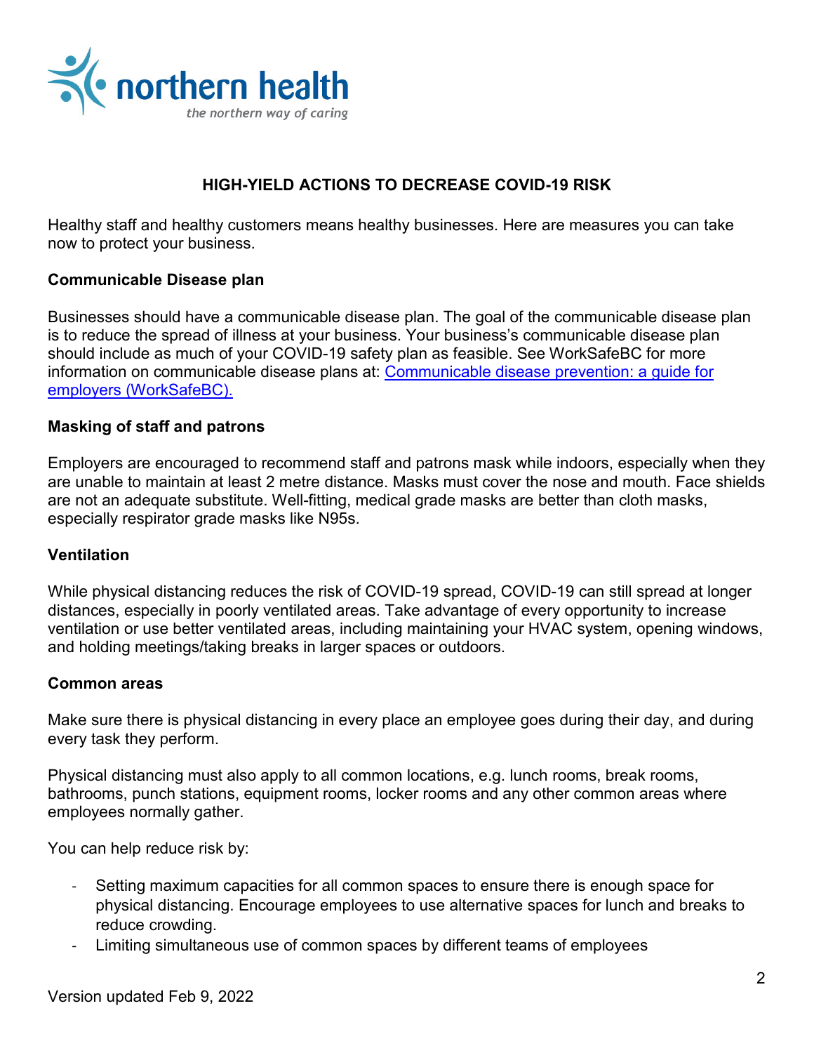## HIGH-YIELD ACTIONS TO DECREASE COVID-19 RISK

Healthy staff and healthy customers means healthy businesses. Here are measures you can take now to protect your business.

### Communicable Disease plan

Businesses should have a communicable disease plan. The goal of the communicable disease plan is to reduce the spread of illness at your business. Your business's communicable disease plan should include as much of your COVID-19 safety plan as feasible. See WorkSafeBC for more information on communicable disease plans at: Communicable disease prevention: a guide for employers (WorkSafeBC).

### Masking of staff and patrons

Employers are encouraged to recommend staff and patrons mask while indoors, especially when they are unable to maintain at least 2 metre distance. Masks must cover the nose and mouth. Face shields are not an adequate substitute. Well-fitting, medical grade masks are better than cloth masks, especially respirator grade masks like N95s.

### Ventilation

While physical distancing reduces the risk of COVID-19 spread, COVID-19 can still spread at longer distances, especially in poorly ventilated areas. Take advantage of every opportunity to increase ventilation or use better ventilated areas, including maintaining your HVAC system, opening windows, and holding meetings/taking breaks in larger spaces or outdoors.

### Common areas

Make sure there is physical distancing in every place an employee goes during their day, and during every task they perform.

Physical distancing must also apply to all common locations, e.g. lunch rooms, break rooms, bathrooms, punch stations, equipment rooms, locker rooms and any other common areas where employees normally gather.

You can help reduce risk by:

- Setting maximum capacities for all common spaces to ensure there is enough space for physical distancing. Encourage employees to use alternative spaces for lunch and breaks to reduce crowding.
- Limiting simultaneous use of common spaces by different teams of employees

Version updated Feb 9, 2022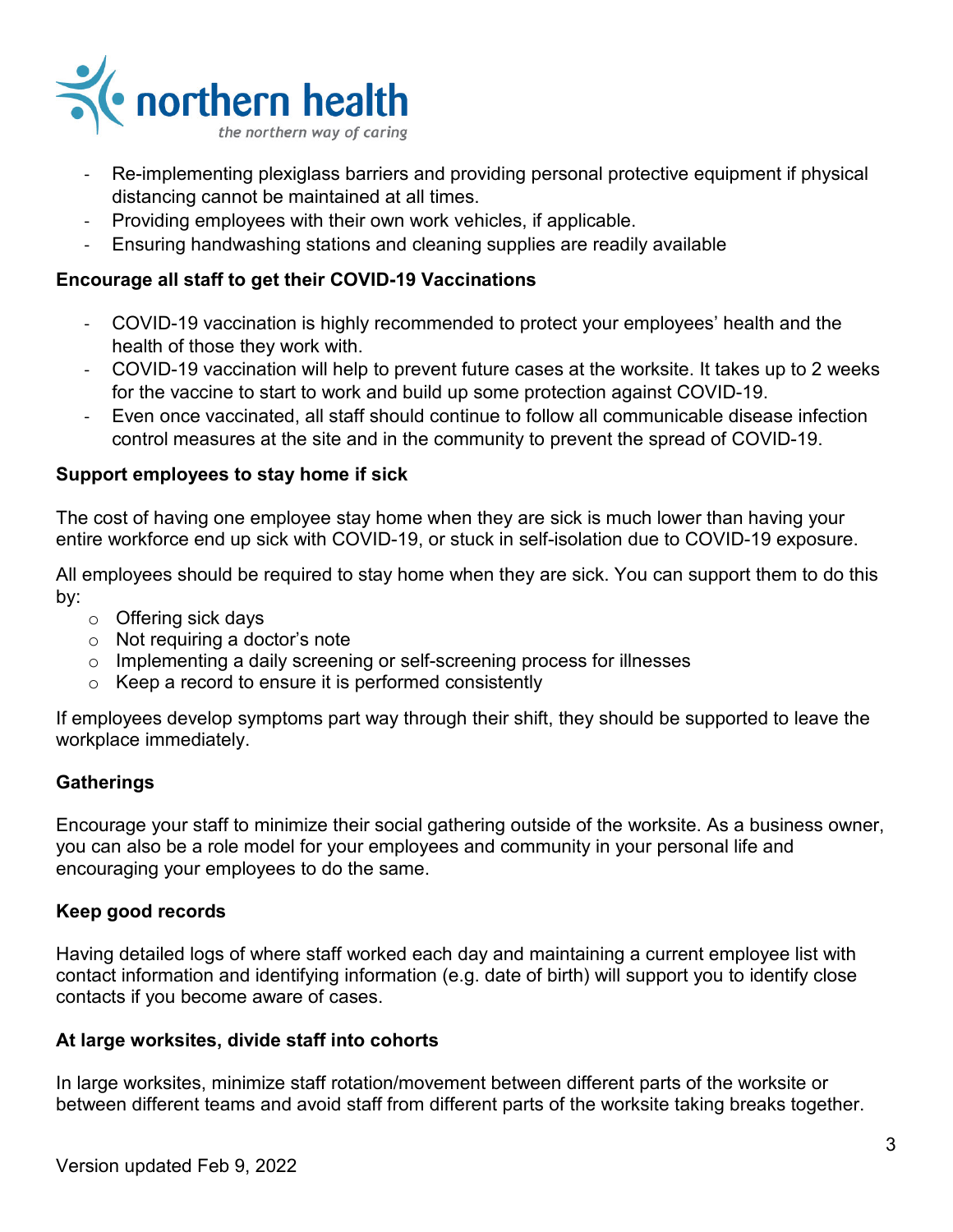- Re-implementing plexiglass barriers and providing personal protective equipment if physical distancing cannot be maintained at all times.
- Providing employees with their own work vehicles, if applicable.
- Ensuring handwashing stations and cleaning supplies are readily available

**Encourage all staff to get their COVID-19 Vaccinations**

- COVID-19 vaccination is highly recommended to protect your employees' health and the health of those they work with.
- COVID-19 vaccination will help to prevent future cases at the worksite. It takes up to 2 weeks for the vaccine to start to work and build up some protection against COVID-19.
- Even once vaccinated, all staff should continue to follow all communicable disease infection control measures at the site and in the community to prevent the spread of COVID-19.

**Support employees to stay home if sick**

The cost of having one employee stay home when they are sick is much lower than having your entire workforce end up sick with COVID-19, or stuck in self-isolation due to COVID-19 exposure.

All employees should be required to stay home when they are sick. You can support them to do this by:

- Offering sick days
- Not requiring a doctor's note
- Implementing a daily screening or self-screening process for illnesses
- Keep a record to ensure it is performed consistently

If employees develop symptoms part way through their shift, they should be supported to leave the workplace immediately.

**Gatherings**

Encourage your staff to minimize their social gathering outside of the worksite. As a business owner, you can also be a role model for your employees and community in your personal life and encouraging your employees to do the same.

**Keep good records**

Having detailed logs of where staff worked each day and maintaining a current employee list with contact information and identifying information (e.g. date of birth) will support you to identify close contacts if you become aware of cases.

**At large worksites, divide staff into cohorts**

In large worksites, minimize staff rotation/movement between different parts of the worksite or between different teams and avoid staff from different parts of the worksite taking breaks together.

Version updated Feb 9, 2022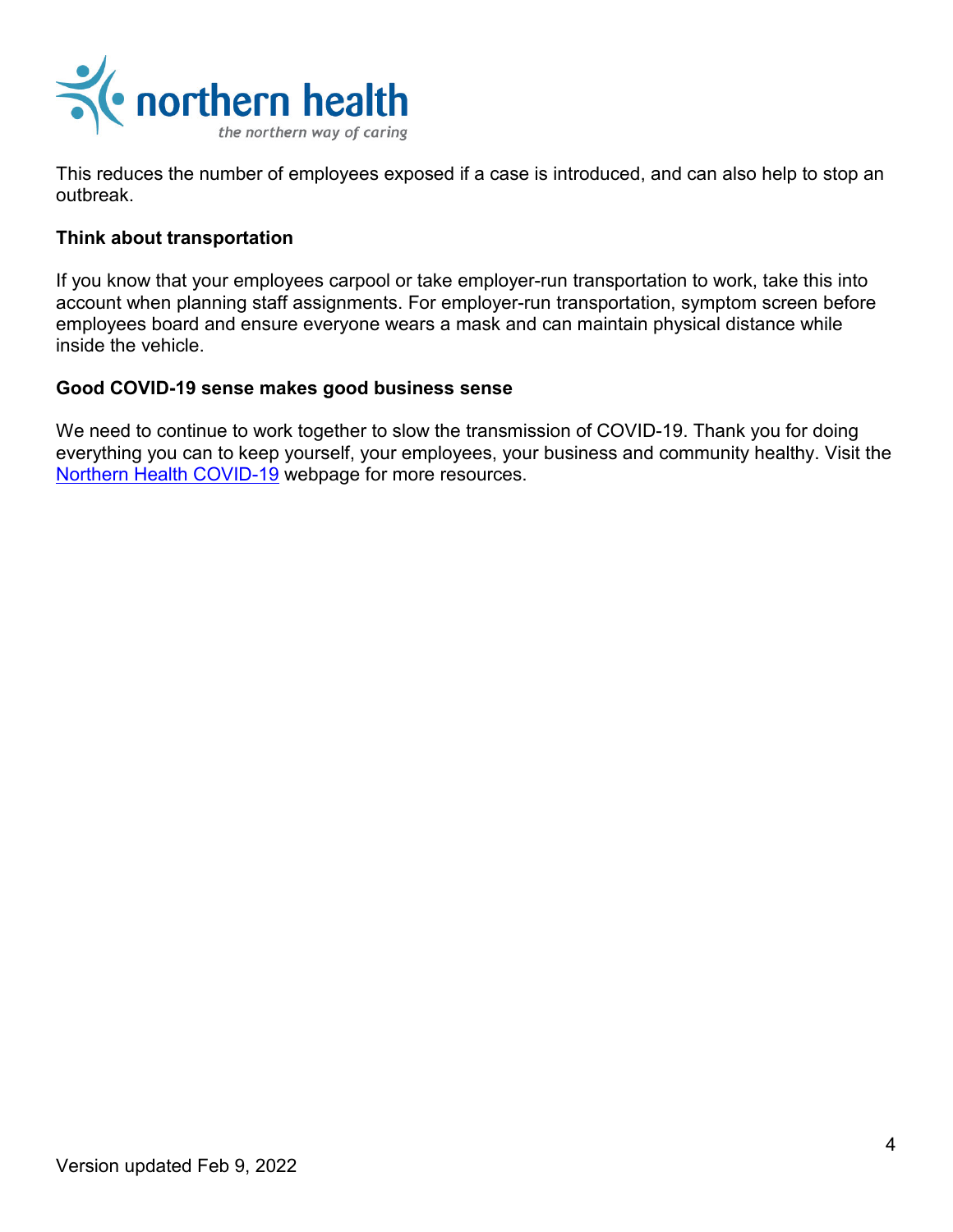This reduces the number of employees exposed if a case is introduced, and can also help to stop an outbreak.

**Think about transportation**

If you know that your employees carpool or take employer-run transportation to work, take this into account when planning staff assignments. For employer-run transportation, symptom screen before employees board and ensure everyone wears a mask and can maintain physical distance while inside the vehicle.

**Good COVID-19 sense makes good business sense**

We need to continue to work together to slow the transmission of COVID-19. Thank you for doing everything you can to keep yourself, your employees, your business and community healthy. Visit the Northern Health COVID-19 webpage for more resources.

Version updated Feb 9, 2022